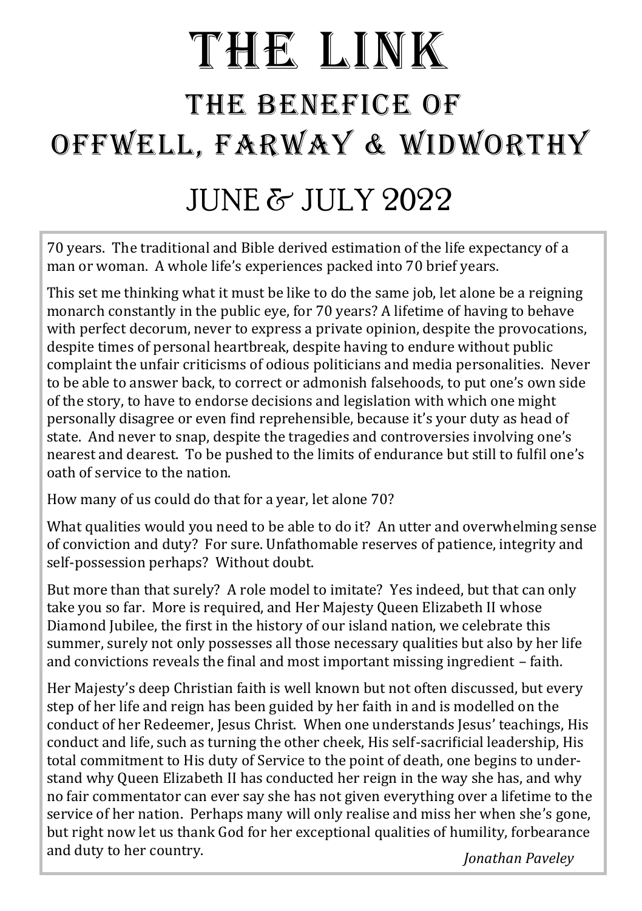# THE LINK

## THE BENEFICE OF OFFWELL, FARWAY & WIDWORTHY

## JUNE & JULY 2022

70 years. The traditional and Bible derived estimation of the life expectancy of a man or woman. A whole life's experiences packed into 70 brief years.

This set me thinking what it must be like to do the same job, let alone be a reigning monarch constantly in the public eye, for 70 years? A lifetime of having to behave with perfect decorum, never to express a private opinion, despite the provocations, despite times of personal heartbreak, despite having to endure without public complaint the unfair criticisms of odious politicians and media personalities. Never to be able to answer back, to correct or admonish falsehoods, to put one's own side of the story, to have to endorse decisions and legislation with which one might personally disagree or even find reprehensible, because it's your duty as head of state. And never to snap, despite the tragedies and controversies involving one's nearest and dearest. To be pushed to the limits of endurance but still to fulfil one's oath of service to the nation.

How many of us could do that for a year, let alone 70?

What qualities would you need to be able to do it? An utter and overwhelming sense of conviction and duty? For sure. Unfathomable reserves of patience, integrity and self-possession perhaps? Without doubt.

But more than that surely? A role model to imitate? Yes indeed, but that can only take you so far. More is required, and Her Majesty Queen Elizabeth II whose Diamond Jubilee, the first in the history of our island nation, we celebrate this summer, surely not only possesses all those necessary qualities but also by her life and convictions reveals the final and most important missing ingredient – faith.

Her Majesty's deep Christian faith is well known but not often discussed, but every step of her life and reign has been guided by her faith in and is modelled on the conduct of her Redeemer, Jesus Christ. When one understands Jesus' teachings, His conduct and life, such as turning the other cheek, His self-sacrificial leadership, His total commitment to His duty of Service to the point of death, one begins to understand why Queen Elizabeth II has conducted her reign in the way she has, and why no fair commentator can ever say she has not given everything over a lifetime to the service of her nation. Perhaps many will only realise and miss her when she's gone, but right now let us thank God for her exceptional qualities of humility, forbearance and duty to her country.

*Jonathan Paveley*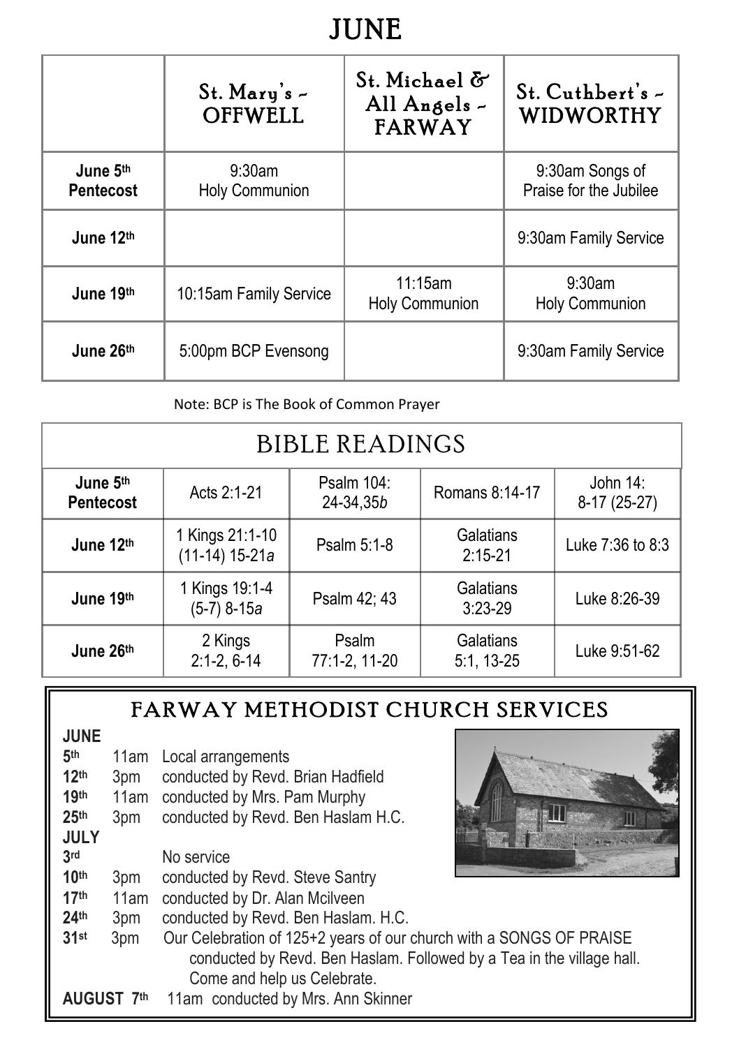# JUNE

| | St. Mary's ~ OFFWELL | St. Michael & All Angels ~ FARWAY | St. Cuthbert's ~ WIDWORTHY |
|---|---|---|---|
| **June 5th Pentecost** | 9:30am Holy Communion | | 9:30am Songs of Praise for the Jubilee |
| **June 12th** | | | 9:30am Family Service |
| **June 19th** | 10:15am Family Service | 11:15am Holy Communion | 9:30am Holy Communion |
| **June 26th** | 5:00pm BCP Evensong | | 9:30am Family Service |

Note: BCP is The Book of Common Prayer

## BIBLE READINGS

| | | | | |
|---|---|---|---|---|
| **June 5th Pentecost** | Acts 2:1-21 | Psalm 104: 24-34,35*b* | Romans 8:14-17 | John 14: 8-17 (25-27) |
| **June 12th** | 1 Kings 21:1-10 (11-14) 15-21*a* | Psalm 5:1-8 | Galatians 2:15-21 | Luke 7:36 to 8:3 |
| **June 19th** | 1 Kings 19:1-4 (5-7) 8-15*a* | Psalm 42; 43 | Galatians 3:23-29 | Luke 8:26-39 |
| **June 26th** | 2 Kings 2:1-2, 6-14 | Psalm 77:1-2, 11-20 | Galatians 5:1, 13-25 | Luke 9:51-62 |

## FARWAY METHODIST CHURCH SERVICES

**JUNE**

**5th** 11am Local arrangements
**12th** 3pm conducted by Revd. Brian Hadfield
**19th** 11am conducted by Mrs. Pam Murphy
**25th** 3pm conducted by Revd. Ben Haslam H.C.

**JULY**

**3rd** No service
**10th** 3pm conducted by Revd. Steve Santry
**17th** 11am conducted by Dr. Alan Mcilveen
**24th** 3pm conducted by Revd. Ben Haslam. H.C.
**31st** 3pm Our Celebration of 125+2 years of our church with a SONGS OF PRAISE conducted by Revd. Ben Haslam. Followed by a Tea in the village hall. Come and help us Celebrate.

**AUGUST 7th** 11am conducted by Mrs. Ann Skinner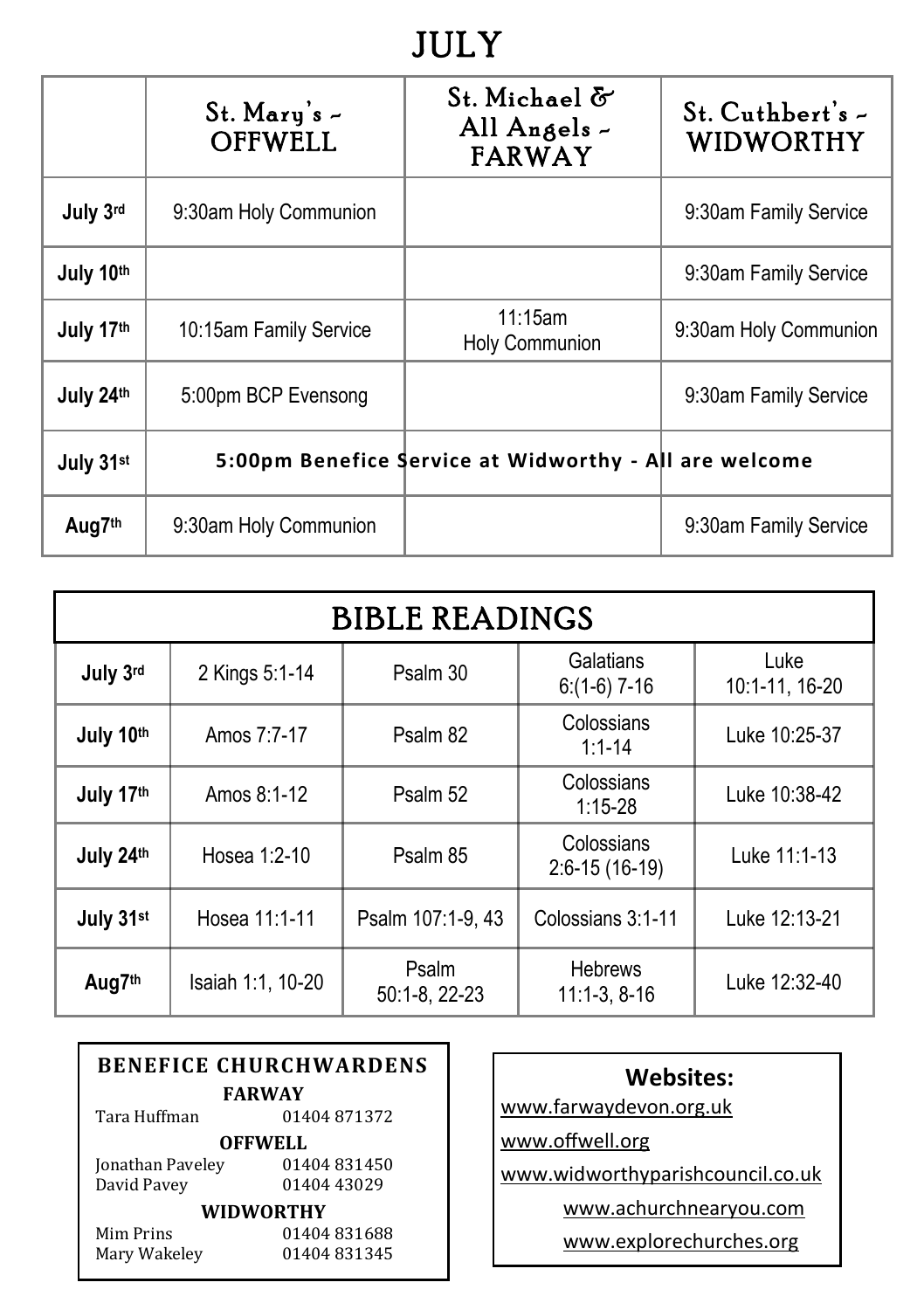# JULY

| | St. Mary's ~ OFFWELL | St. Michael & All Angels ~ FARWAY | St. Cuthbert's ~ WIDWORTHY |
|---|---|---|---|
| July 3rd | 9:30am Holy Communion | | 9:30am Family Service |
| July 10th | | | 9:30am Family Service |
| July 17th | 10:15am Family Service | 11:15am Holy Communion | 9:30am Holy Communion |
| July 24th | 5:00pm BCP Evensong | | 9:30am Family Service |
| July 31st | **5:00pm Benefice Service at Widworthy - All are welcome** | | |
| Aug7th | 9:30am Holy Communion | | 9:30am Family Service |

# BIBLE READINGS

| | | | | |
|---|---|---|---|---|
| July 3rd | 2 Kings 5:1-14 | Psalm 30 | Galatians 6:(1-6) 7-16 | Luke 10:1-11, 16-20 |
| July 10th | Amos 7:7-17 | Psalm 82 | Colossians 1:1-14 | Luke 10:25-37 |
| July 17th | Amos 8:1-12 | Psalm 52 | Colossians 1:15-28 | Luke 10:38-42 |
| July 24th | Hosea 1:2-10 | Psalm 85 | Colossians 2:6-15 (16-19) | Luke 11:1-13 |
| July 31st | Hosea 11:1-11 | Psalm 107:1-9, 43 | Colossians 3:1-11 | Luke 12:13-21 |
| Aug7th | Isaiah 1:1, 10-20 | Psalm 50:1-8, 22-23 | Hebrews 11:1-3, 8-16 | Luke 12:32-40 |

**BENEFICE CHURCHWARDENS**

**FARWAY**
Tara Huffman 01404 871372

**OFFWELL**
Jonathan Paveley 01404 831450
David Pavey 01404 43029

**WIDWORTHY**
Mim Prins 01404 831688
Mary Wakeley 01404 831345

**Websites:**

www.farwaydevon.org.uk
www.offwell.org
www.widworthyparishcouncil.co.uk
www.achurchnearyou.com
www.explorechurches.org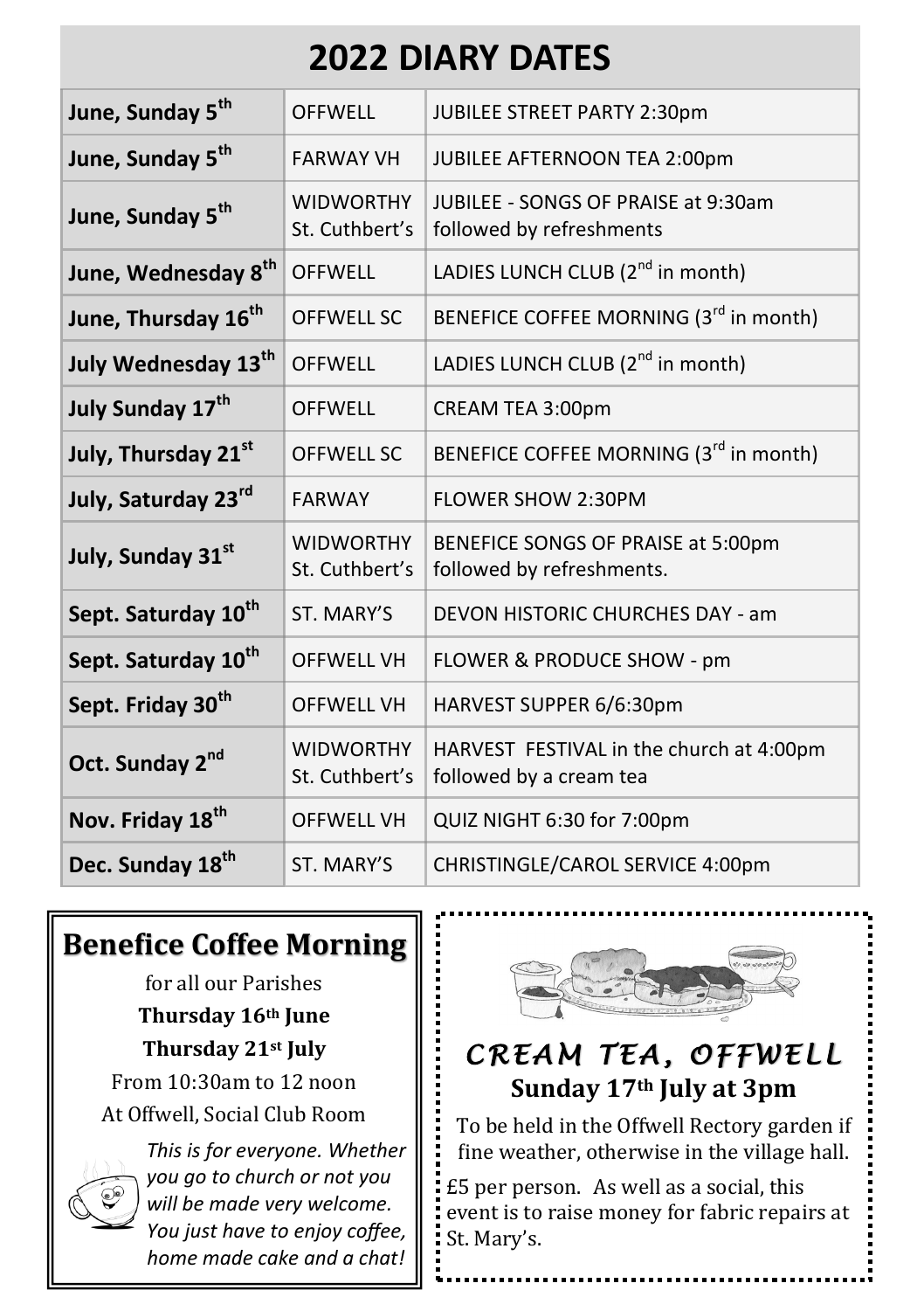# 2022 DIARY DATES

| | | |
|---|---|---|
| **June, Sunday 5th** | OFFWELL | JUBILEE STREET PARTY 2:30pm |
| **June, Sunday 5th** | FARWAY VH | JUBILEE AFTERNOON TEA 2:00pm |
| **June, Sunday 5th** | WIDWORTHY St. Cuthbert's | JUBILEE - SONGS OF PRAISE at 9:30am followed by refreshments |
| **June, Wednesday 8th** | OFFWELL | LADIES LUNCH CLUB (2nd in month) |
| **June, Thursday 16th** | OFFWELL SC | BENEFICE COFFEE MORNING (3rd in month) |
| **July Wednesday 13th** | OFFWELL | LADIES LUNCH CLUB (2nd in month) |
| **July Sunday 17th** | OFFWELL | CREAM TEA 3:00pm |
| **July, Thursday 21st** | OFFWELL SC | BENEFICE COFFEE MORNING (3rd in month) |
| **July, Saturday 23rd** | FARWAY | FLOWER SHOW 2:30PM |
| **July, Sunday 31st** | WIDWORTHY St. Cuthbert's | BENEFICE SONGS OF PRAISE at 5:00pm followed by refreshments. |
| **Sept. Saturday 10th** | ST. MARY'S | DEVON HISTORIC CHURCHES DAY - am |
| **Sept. Saturday 10th** | OFFWELL VH | FLOWER & PRODUCE SHOW - pm |
| **Sept. Friday 30th** | OFFWELL VH | HARVEST SUPPER 6/6:30pm |
| **Oct. Sunday 2nd** | WIDWORTHY St. Cuthbert's | HARVEST FESTIVAL in the church at 4:00pm followed by a cream tea |
| **Nov. Friday 18th** | OFFWELL VH | QUIZ NIGHT 6:30 for 7:00pm |
| **Dec. Sunday 18th** | ST. MARY'S | CHRISTINGLE/CAROL SERVICE 4:00pm |

## Benefice Coffee Morning

for all our Parishes

**Thursday 16th June**

**Thursday 21st July**

From 10:30am to 12 noon

At Offwell, Social Club Room

*This is for everyone. Whether you go to church or not you will be made very welcome. You just have to enjoy coffee, home made cake and a chat!*

## CREAM TEA, OFFWELL

**Sunday 17th July at 3pm**

To be held in the Offwell Rectory garden if fine weather, otherwise in the village hall.

£5 per person. As well as a social, this event is to raise money for fabric repairs at St. Mary's.